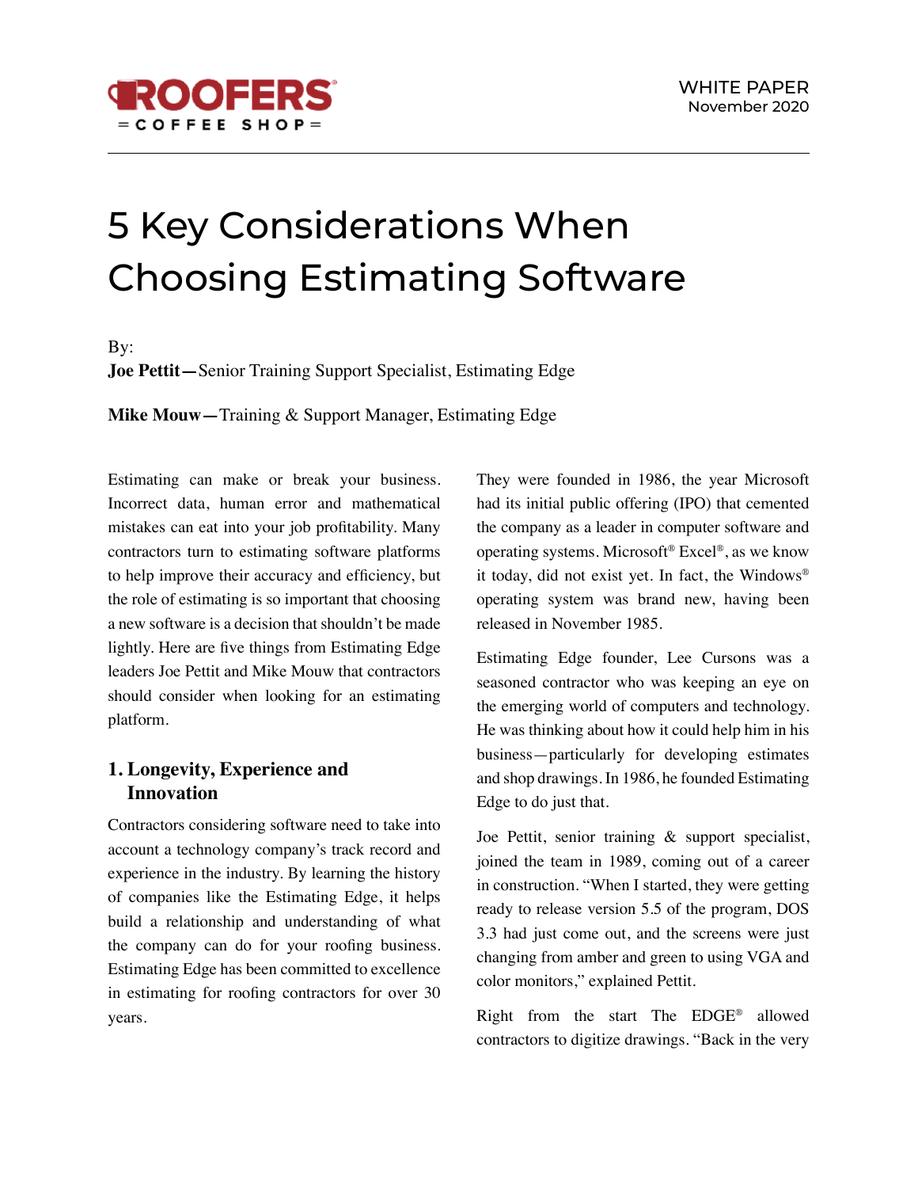ROOFERS COFFEE SHOP

WHITE PAPER
November 2020

# 5 Key Considerations When Choosing Estimating Software

By:
**Joe Pettit—**Senior Training Support Specialist, Estimating Edge

**Mike Mouw—**Training & Support Manager, Estimating Edge

Estimating can make or break your business. Incorrect data, human error and mathematical mistakes can eat into your job profitability. Many contractors turn to estimating software platforms to help improve their accuracy and efficiency, but the role of estimating is so important that choosing a new software is a decision that shouldn't be made lightly. Here are five things from Estimating Edge leaders Joe Pettit and Mike Mouw that contractors should consider when looking for an estimating platform.

## 1. Longevity, Experience and Innovation

Contractors considering software need to take into account a technology company's track record and experience in the industry. By learning the history of companies like the Estimating Edge, it helps build a relationship and understanding of what the company can do for your roofing business. Estimating Edge has been committed to excellence in estimating for roofing contractors for over 30 years.

They were founded in 1986, the year Microsoft had its initial public offering (IPO) that cemented the company as a leader in computer software and operating systems. Microsoft® Excel®, as we know it today, did not exist yet. In fact, the Windows® operating system was brand new, having been released in November 1985.

Estimating Edge founder, Lee Cursons was a seasoned contractor who was keeping an eye on the emerging world of computers and technology. He was thinking about how it could help him in his business—particularly for developing estimates and shop drawings. In 1986, he founded Estimating Edge to do just that.

Joe Pettit, senior training & support specialist, joined the team in 1989, coming out of a career in construction. "When I started, they were getting ready to release version 5.5 of the program, DOS 3.3 had just come out, and the screens were just changing from amber and green to using VGA and color monitors," explained Pettit.

Right from the start The EDGE® allowed contractors to digitize drawings. "Back in the very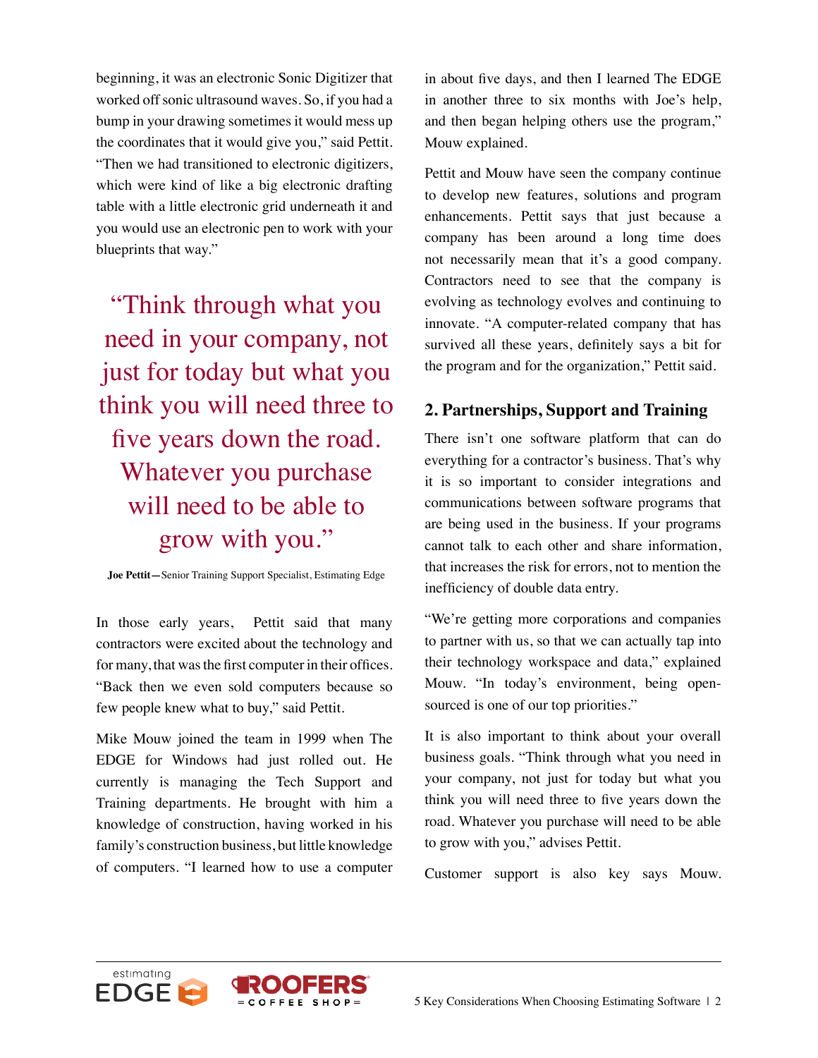beginning, it was an electronic Sonic Digitizer that worked off sonic ultrasound waves. So, if you had a bump in your drawing sometimes it would mess up the coordinates that it would give you," said Pettit. "Then we had transitioned to electronic digitizers, which were kind of like a big electronic drafting table with a little electronic grid underneath it and you would use an electronic pen to work with your blueprints that way."

> "Think through what you need in your company, not just for today but what you think you will need three to five years down the road. Whatever you purchase will need to be able to grow with you."
>
> **Joe Pettit**—Senior Training Support Specialist, Estimating Edge

In those early years, Pettit said that many contractors were excited about the technology and for many, that was the first computer in their offices. "Back then we even sold computers because so few people knew what to buy," said Pettit.

Mike Mouw joined the team in 1999 when The EDGE for Windows had just rolled out. He currently is managing the Tech Support and Training departments. He brought with him a knowledge of construction, having worked in his family's construction business, but little knowledge of computers. "I learned how to use a computer in about five days, and then I learned The EDGE in another three to six months with Joe's help, and then began helping others use the program," Mouw explained.

Pettit and Mouw have seen the company continue to develop new features, solutions and program enhancements. Pettit says that just because a company has been around a long time does not necessarily mean that it's a good company. Contractors need to see that the company is evolving as technology evolves and continuing to innovate. "A computer-related company that has survived all these years, definitely says a bit for the program and for the organization," Pettit said.

## 2. Partnerships, Support and Training

There isn't one software platform that can do everything for a contractor's business. That's why it is so important to consider integrations and communications between software programs that are being used in the business. If your programs cannot talk to each other and share information, that increases the risk for errors, not to mention the inefficiency of double data entry.

"We're getting more corporations and companies to partner with us, so that we can actually tap into their technology workspace and data," explained Mouw. "In today's environment, being open-sourced is one of our top priorities."

It is also important to think about your overall business goals. "Think through what you need in your company, not just for today but what you think you will need three to five years down the road. Whatever you purchase will need to be able to grow with you," advises Pettit.

Customer support is also key says Mouw.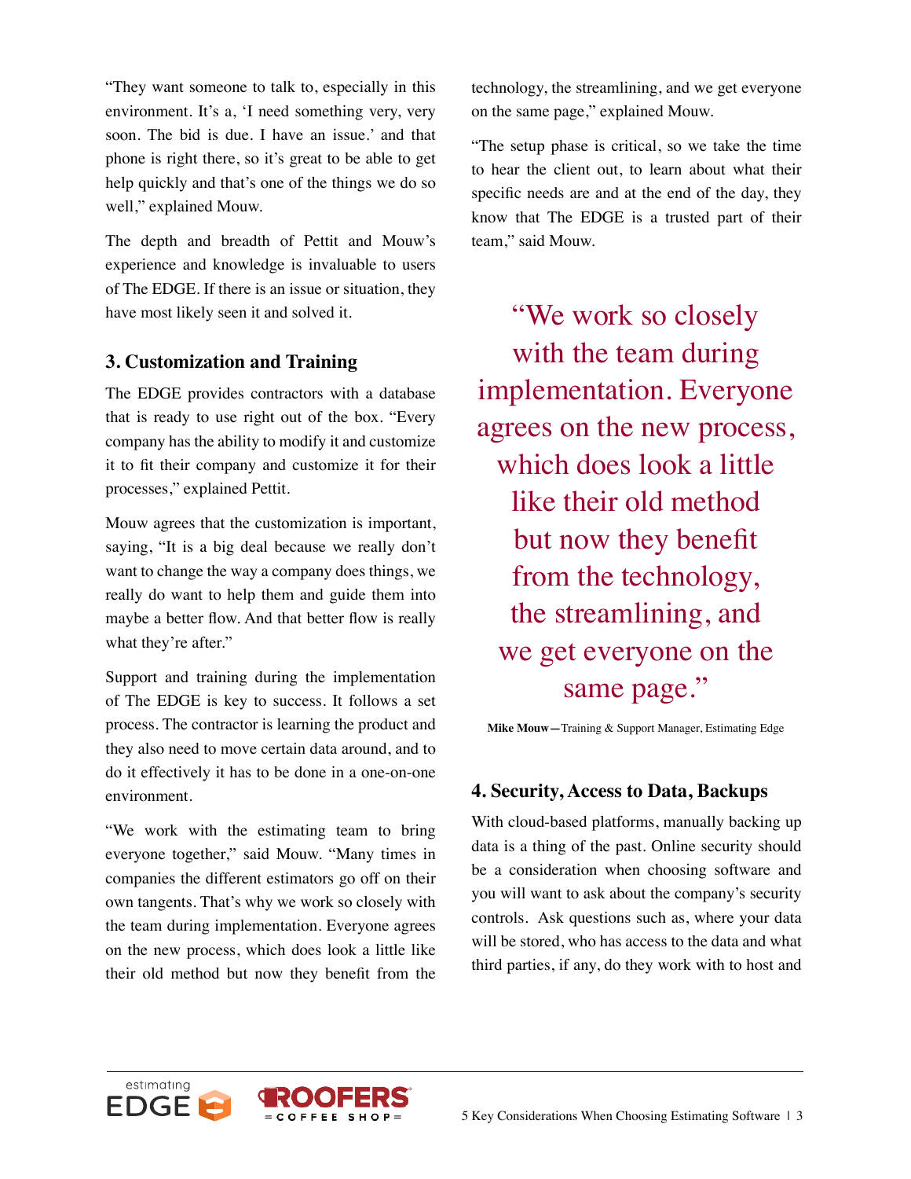"They want someone to talk to, especially in this environment. It's a, 'I need something very, very soon. The bid is due. I have an issue.' and that phone is right there, so it's great to be able to get help quickly and that's one of the things we do so well," explained Mouw.

The depth and breadth of Pettit and Mouw's experience and knowledge is invaluable to users of The EDGE. If there is an issue or situation, they have most likely seen it and solved it.

### 3. Customization and Training

The EDGE provides contractors with a database that is ready to use right out of the box. "Every company has the ability to modify it and customize it to fit their company and customize it for their processes," explained Pettit.

Mouw agrees that the customization is important, saying, "It is a big deal because we really don't want to change the way a company does things, we really do want to help them and guide them into maybe a better flow. And that better flow is really what they're after."

Support and training during the implementation of The EDGE is key to success. It follows a set process. The contractor is learning the product and they also need to move certain data around, and to do it effectively it has to be done in a one-on-one environment.

"We work with the estimating team to bring everyone together," said Mouw. "Many times in companies the different estimators go off on their own tangents. That's why we work so closely with the team during implementation. Everyone agrees on the new process, which does look a little like their old method but now they benefit from the technology, the streamlining, and we get everyone on the same page," explained Mouw.

"The setup phase is critical, so we take the time to hear the client out, to learn about what their specific needs are and at the end of the day, they know that The EDGE is a trusted part of their team," said Mouw.

> "We work so closely with the team during implementation. Everyone agrees on the new process, which does look a little like their old method but now they benefit from the technology, the streamlining, and we get everyone on the same page."
>
> **Mike Mouw**—Training & Support Manager, Estimating Edge

### 4. Security, Access to Data, Backups

With cloud-based platforms, manually backing up data is a thing of the past. Online security should be a consideration when choosing software and you will want to ask about the company's security controls. Ask questions such as, where your data will be stored, who has access to the data and what third parties, if any, do they work with to host and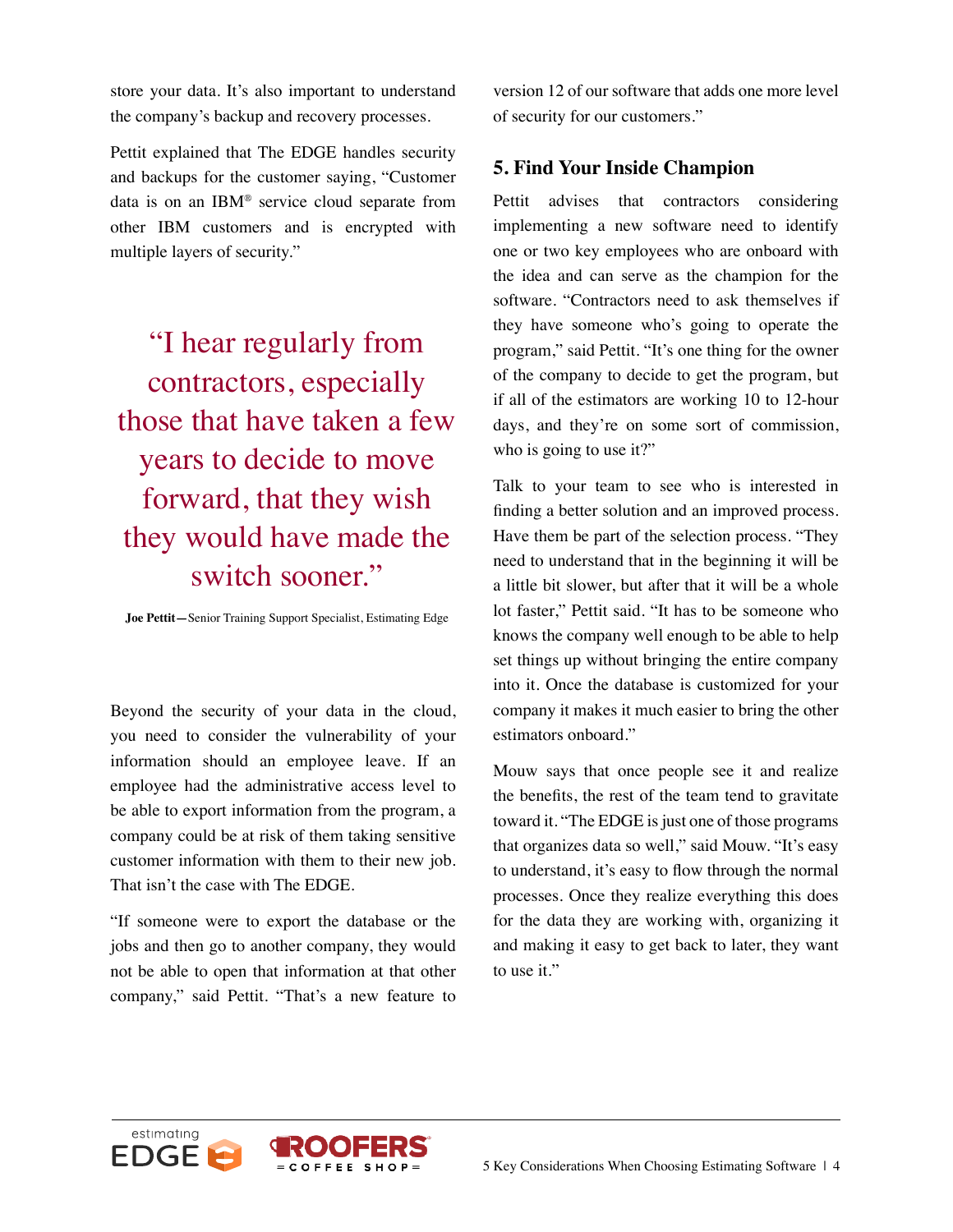store your data. It's also important to understand the company's backup and recovery processes.

Pettit explained that The EDGE handles security and backups for the customer saying, "Customer data is on an IBM® service cloud separate from other IBM customers and is encrypted with multiple layers of security."

> "I hear regularly from contractors, especially those that have taken a few years to decide to move forward, that they wish they would have made the switch sooner."
>
> **Joe Pettit**—Senior Training Support Specialist, Estimating Edge

Beyond the security of your data in the cloud, you need to consider the vulnerability of your information should an employee leave. If an employee had the administrative access level to be able to export information from the program, a company could be at risk of them taking sensitive customer information with them to their new job. That isn't the case with The EDGE.

"If someone were to export the database or the jobs and then go to another company, they would not be able to open that information at that other company," said Pettit. "That's a new feature to version 12 of our software that adds one more level of security for our customers."

## 5. Find Your Inside Champion

Pettit advises that contractors considering implementing a new software need to identify one or two key employees who are onboard with the idea and can serve as the champion for the software. "Contractors need to ask themselves if they have someone who's going to operate the program," said Pettit. "It's one thing for the owner of the company to decide to get the program, but if all of the estimators are working 10 to 12-hour days, and they're on some sort of commission, who is going to use it?"

Talk to your team to see who is interested in finding a better solution and an improved process. Have them be part of the selection process. "They need to understand that in the beginning it will be a little bit slower, but after that it will be a whole lot faster," Pettit said. "It has to be someone who knows the company well enough to be able to help set things up without bringing the entire company into it. Once the database is customized for your company it makes it much easier to bring the other estimators onboard."

Mouw says that once people see it and realize the benefits, the rest of the team tend to gravitate toward it. "The EDGE is just one of those programs that organizes data so well," said Mouw. "It's easy to understand, it's easy to flow through the normal processes. Once they realize everything this does for the data they are working with, organizing it and making it easy to get back to later, they want to use it."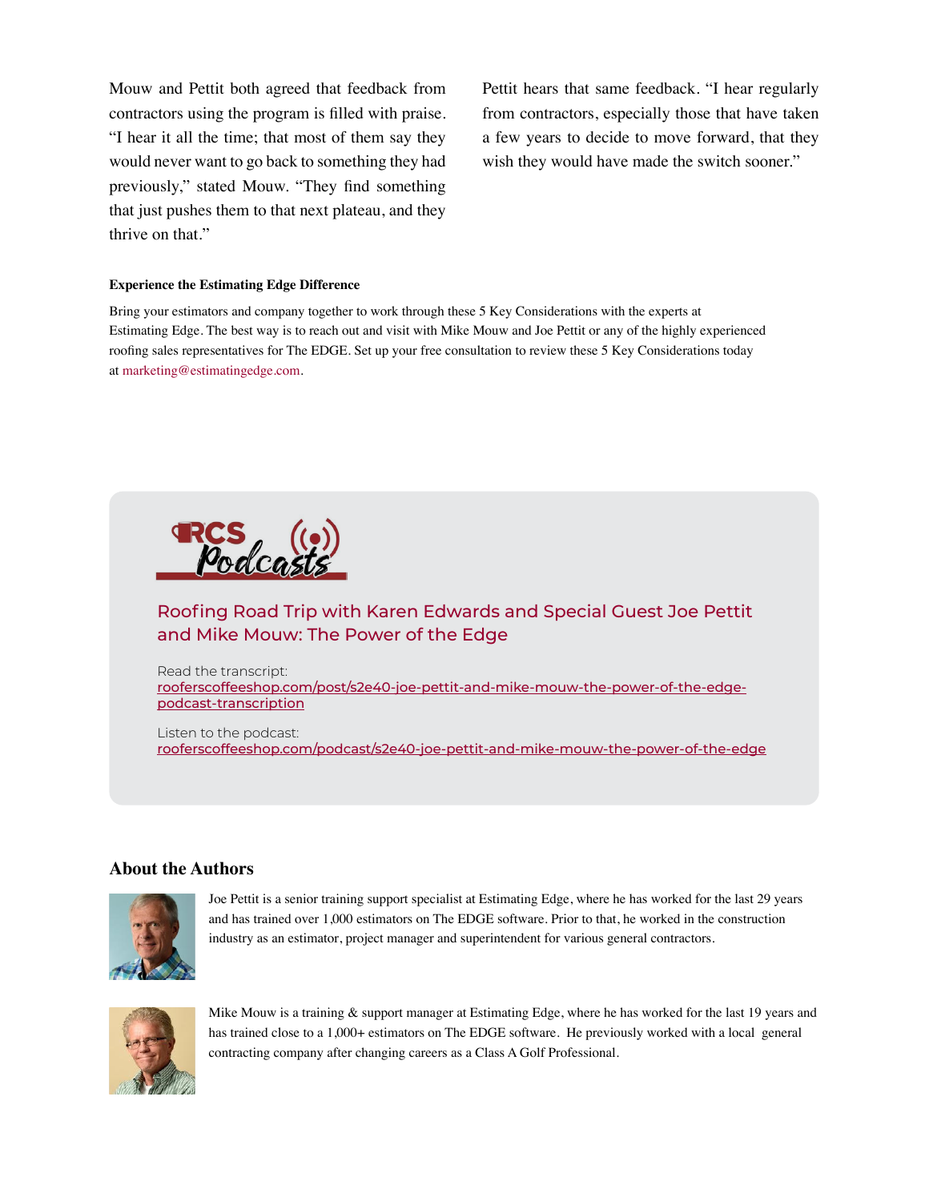Mouw and Pettit both agreed that feedback from contractors using the program is filled with praise. "I hear it all the time; that most of them say they would never want to go back to something they had previously," stated Mouw. "They find something that just pushes them to that next plateau, and they thrive on that."

Pettit hears that same feedback. "I hear regularly from contractors, especially those that have taken a few years to decide to move forward, that they wish they would have made the switch sooner."

**Experience the Estimating Edge Difference**

Bring your estimators and company together to work through these 5 Key Considerations with the experts at Estimating Edge. The best way is to reach out and visit with Mike Mouw and Joe Pettit or any of the highly experienced roofing sales representatives for The EDGE. Set up your free consultation to review these 5 Key Considerations today at marketing@estimatingedge.com.

RCS Podcasts

### Roofing Road Trip with Karen Edwards and Special Guest Joe Pettit and Mike Mouw: The Power of the Edge

Read the transcript:
rooferscoffeeshop.com/post/s2e40-joe-pettit-and-mike-mouw-the-power-of-the-edge-podcast-transcription

Listen to the podcast:
rooferscoffeeshop.com/podcast/s2e40-joe-pettit-and-mike-mouw-the-power-of-the-edge

## About the Authors

Joe Pettit is a senior training support specialist at Estimating Edge, where he has worked for the last 29 years and has trained over 1,000 estimators on The EDGE software. Prior to that, he worked in the construction industry as an estimator, project manager and superintendent for various general contractors.

Mike Mouw is a training & support manager at Estimating Edge, where he has worked for the last 19 years and has trained close to a 1,000+ estimators on The EDGE software. He previously worked with a local general contracting company after changing careers as a Class A Golf Professional.